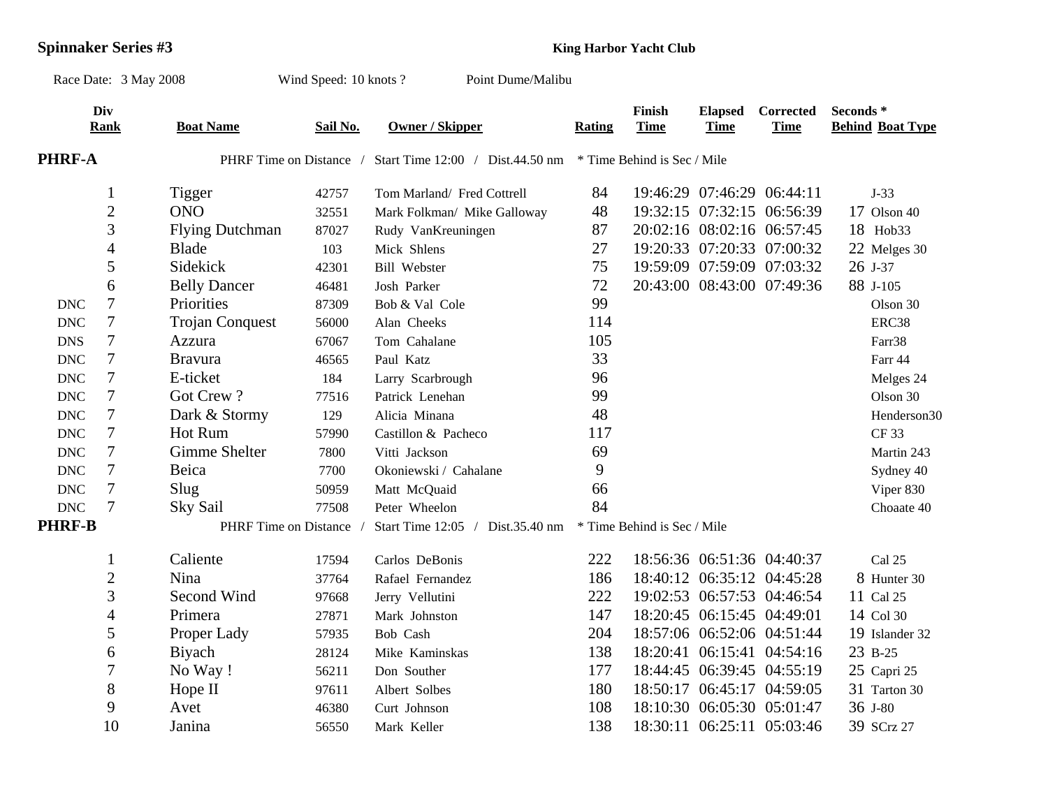**Spinnaker Series #3** **King Harbor Yacht Club**

Race Date: 3 May 2008 Wind Speed: 10 knots ? Point Dume/Malibu

| | Div Rank | Boat Name | Sail No. | Owner / Skipper | Rating | Finish Time | Elapsed Time | Corrected Time | Seconds * Behind | Boat Type |
|---|---|---|---|---|---|---|---|---|---|---|
| **PHRF-A** | | PHRF Time on Distance / Start Time 12:00 / Dist.44.50 nm | | | * Time Behind is Sec / Mile | | | | | |
| | 1 | Tigger | 42757 | Tom Marland/ Fred Cottrell | 84 | 19:46:29 | 07:46:29 | 06:44:11 | | J-33 |
| | 2 | ONO | 32551 | Mark Folkman/ Mike Galloway | 48 | 19:32:15 | 07:32:15 | 06:56:39 | 17 | Olson 40 |
| | 3 | Flying Dutchman | 87027 | Rudy VanKreuningen | 87 | 20:02:16 | 08:02:16 | 06:57:45 | 18 | Hob33 |
| | 4 | Blade | 103 | Mick Shlens | 27 | 19:20:33 | 07:20:33 | 07:00:32 | 22 | Melges 30 |
| | 5 | Sidekick | 42301 | Bill Webster | 75 | 19:59:09 | 07:59:09 | 07:03:32 | 26 | J-37 |
| | 6 | Belly Dancer | 46481 | Josh Parker | 72 | 20:43:00 | 08:43:00 | 07:49:36 | 88 | J-105 |
| DNC | 7 | Priorities | 87309 | Bob & Val Cole | 99 | | | | | Olson 30 |
| DNC | 7 | Trojan Conquest | 56000 | Alan Cheeks | 114 | | | | | ERC38 |
| DNS | 7 | Azzura | 67067 | Tom Cahalane | 105 | | | | | Farr38 |
| DNC | 7 | Bravura | 46565 | Paul Katz | 33 | | | | | Farr 44 |
| DNC | 7 | E-ticket | 184 | Larry Scarbrough | 96 | | | | | Melges 24 |
| DNC | 7 | Got Crew ? | 77516 | Patrick Lenehan | 99 | | | | | Olson 30 |
| DNC | 7 | Dark & Stormy | 129 | Alicia Minana | 48 | | | | | Henderson30 |
| DNC | 7 | Hot Rum | 57990 | Castillon & Pacheco | 117 | | | | | CF 33 |
| DNC | 7 | Gimme Shelter | 7800 | Vitti Jackson | 69 | | | | | Martin 243 |
| DNC | 7 | Beica | 7700 | Okoniewski / Cahalane | 9 | | | | | Sydney 40 |
| DNC | 7 | Slug | 50959 | Matt McQuaid | 66 | | | | | Viper 830 |
| DNC | 7 | Sky Sail | 77508 | Peter Wheelon | 84 | | | | | Choaate 40 |
| **PHRF-B** | | PHRF Time on Distance / Start Time 12:05 / Dist.35.40 nm | | | * Time Behind is Sec / Mile | | | | | |
| | 1 | Caliente | 17594 | Carlos DeBonis | 222 | 18:56:36 | 06:51:36 | 04:40:37 | | Cal 25 |
| | 2 | Nina | 37764 | Rafael Fernandez | 186 | 18:40:12 | 06:35:12 | 04:45:28 | 8 | Hunter 30 |
| | 3 | Second Wind | 97668 | Jerry Vellutini | 222 | 19:02:53 | 06:57:53 | 04:46:54 | 11 | Cal 25 |
| | 4 | Primera | 27871 | Mark Johnston | 147 | 18:20:45 | 06:15:45 | 04:49:01 | 14 | Col 30 |
| | 5 | Proper Lady | 57935 | Bob Cash | 204 | 18:57:06 | 06:52:06 | 04:51:44 | 19 | Islander 32 |
| | 6 | Biyach | 28124 | Mike Kaminskas | 138 | 18:20:41 | 06:15:41 | 04:54:16 | 23 | B-25 |
| | 7 | No Way ! | 56211 | Don Souther | 177 | 18:44:45 | 06:39:45 | 04:55:19 | 25 | Capri 25 |
| | 8 | Hope II | 97611 | Albert Solbes | 180 | 18:50:17 | 06:45:17 | 04:59:05 | 31 | Tarton 30 |
| | 9 | Avet | 46380 | Curt Johnson | 108 | 18:10:30 | 06:05:30 | 05:01:47 | 36 | J-80 |
| | 10 | Janina | 56550 | Mark Keller | 138 | 18:30:11 | 06:25:11 | 05:03:46 | 39 | SCrz 27 |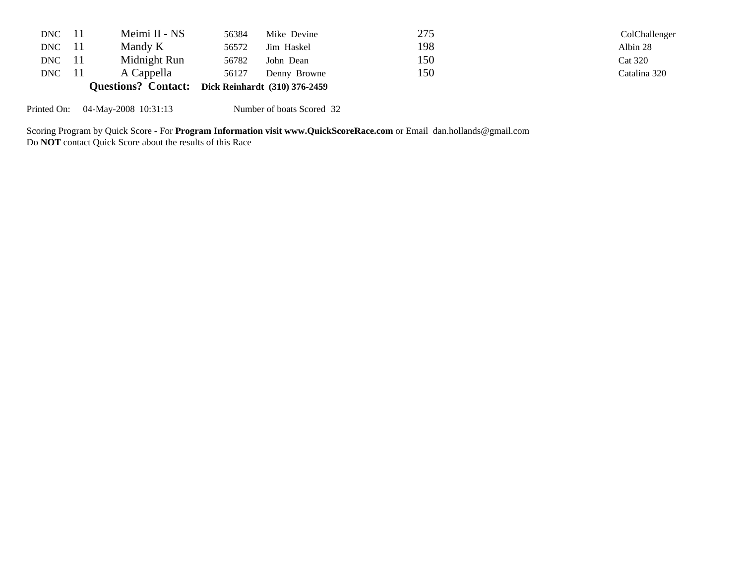| | | | | | | |
|---|---|---|---|---|---|---|
| DNC | 11 | Meimi II - NS | 56384 | Mike Devine | 275 | ColChallenger |
| DNC | 11 | Mandy K | 56572 | Jim Haskel | 198 | Albin 28 |
| DNC | 11 | Midnight Run | 56782 | John Dean | 150 | Cat 320 |
| DNC | 11 | A Cappella | 56127 | Denny Browne | 150 | Catalina 320 |

**Questions? Contact: Dick Reinhardt (310) 376-2459**

Printed On: 04-May-2008 10:31:13 Number of boats Scored 32

Scoring Program by Quick Score - For **Program Information visit www.QuickScoreRace.com** or Email dan.hollands@gmail.com
Do **NOT** contact Quick Score about the results of this Race